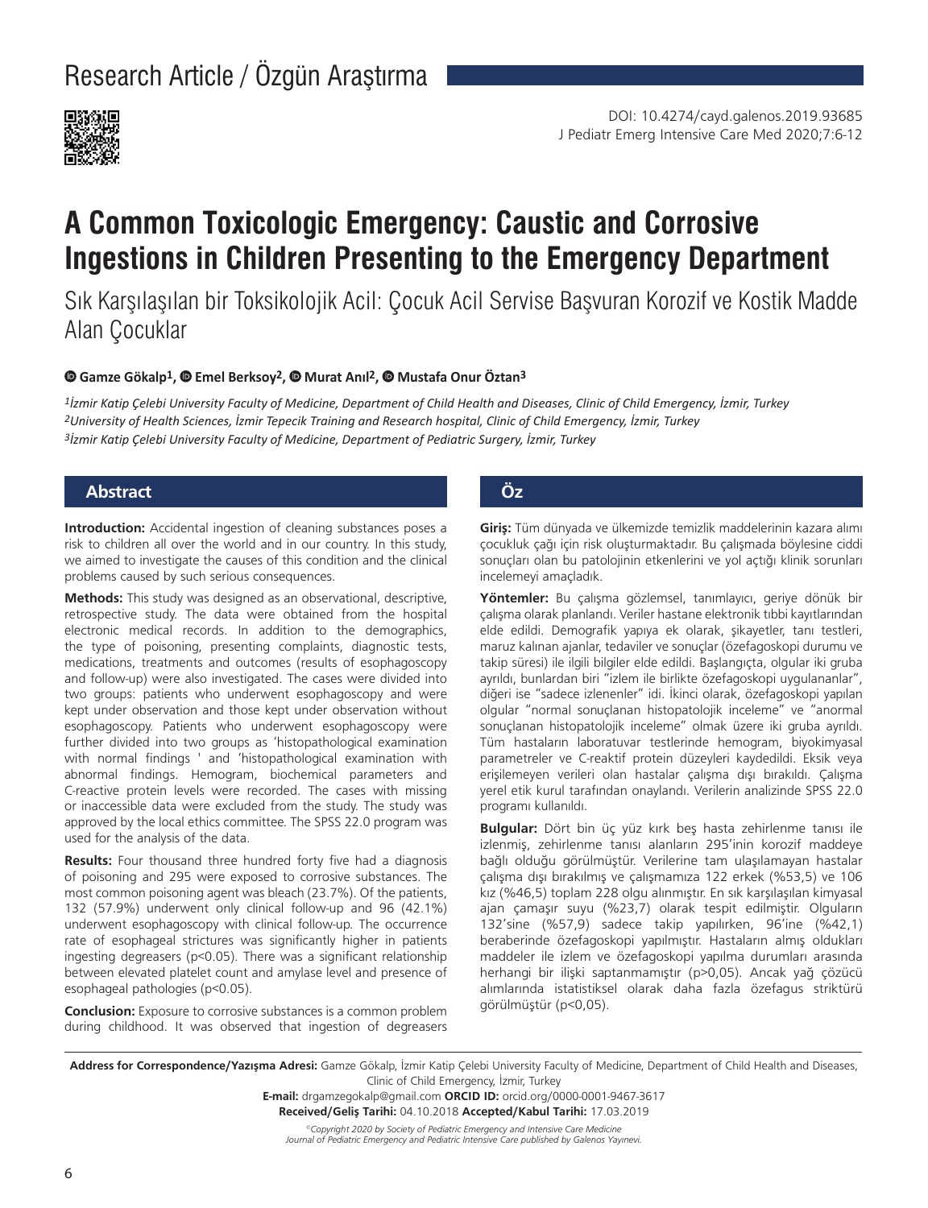Research Article / Özgün Araştırma

DOI: 10.4274/cayd.galenos.2019.93685

# A Common Toxicologic Emergency: Caustic and Corrosive Ingestions in Children Presenting to the Emergency Department

## Sık Karşılaşılan bir Toksikolojik Acil: Çocuk Acil Servise Başvuran Korozif ve Kostik Madde Alan Çocuklar

**Gamze Gökalp[1], Emel Berksoy[2], Murat Anıl[2], Mustafa Onur Öztan[3]**

*[1]İzmir Katip Çelebi University Faculty of Medicine, Department of Child Health and Diseases, Clinic of Child Emergency, İzmir, Turkey*
*[2]University of Health Sciences, İzmir Tepecik Training and Research hospital, Clinic of Child Emergency, İzmir, Turkey*
*[3]İzmir Katip Çelebi University Faculty of Medicine, Department of Pediatric Surgery, İzmir, Turkey*

## Abstract

**Introduction:** Accidental ingestion of cleaning substances poses a risk to children all over the world and in our country. In this study, we aimed to investigate the causes of this condition and the clinical problems caused by such serious consequences.

**Methods:** This study was designed as an observational, descriptive, retrospective study. The data were obtained from the hospital electronic medical records. In addition to the demographics, the type of poisoning, presenting complaints, diagnostic tests, medications, treatments and outcomes (results of esophagoscopy and follow-up) were also investigated. The cases were divided into two groups: patients who underwent esophagoscopy and were kept under observation and those kept under observation without esophagoscopy. Patients who underwent esophagoscopy were further divided into two groups as 'histopathological examination with normal findings ' and 'histopathological examination with abnormal findings. Hemogram, biochemical parameters and C-reactive protein levels were recorded. The cases with missing or inaccessible data were excluded from the study. The study was approved by the local ethics committee. The SPSS 22.0 program was used for the analysis of the data.

**Results:** Four thousand three hundred forty five had a diagnosis of poisoning and 295 were exposed to corrosive substances. The most common poisoning agent was bleach (23.7%). Of the patients, 132 (57.9%) underwent only clinical follow-up and 96 (42.1%) underwent esophagoscopy with clinical follow-up. The occurrence rate of esophageal strictures was significantly higher in patients ingesting degreasers ($p<0.05$). There was a significant relationship between elevated platelet count and amylase level and presence of esophageal pathologies ($p<0.05$).

**Conclusion:** Exposure to corrosive substances is a common problem during childhood. It was observed that ingestion of degreasers

## Öz

**Giriş:** Tüm dünyada ve ülkemizde temizlik maddelerinin kazara alımı çocukluk çağı için risk oluşturmaktadır. Bu çalışmada böylesine ciddi sonuçları olan bu patolojinin etkenlerini ve yol açtığı klinik sorunları incelemeyi amaçladık.

**Yöntemler:** Bu çalışma gözlemsel, tanımlayıcı, geriye dönük bir çalışma olarak planlandı. Veriler hastane elektronik tıbbi kayıtlarından elde edildi. Demografik yapıya ek olarak, şikayetler, tanı testleri, maruz kalınan ajanlar, tedaviler ve sonuçlar (özefagoskopi durumu ve takip süresi) ile ilgili bilgiler elde edildi. Başlangıçta, olgular iki gruba ayrıldı, bunlardan biri "izlem ile birlikte özefagoskopi uygulananlar", diğeri ise "sadece izlenenler" idi. İkinci olarak, özefagoskopi yapılan olgular "normal sonuçlanan histopatolojik inceleme" ve "anormal sonuçlanan histopatolojik inceleme" olmak üzere iki gruba ayrıldı. Tüm hastaların laboratuvar testlerinde hemogram, biyokimyasal parametreler ve C-reaktif protein düzeyleri kaydedildi. Eksik veya erişilemeyen verileri olan hastalar çalışma dışı bırakıldı. Çalışma yerel etik kurul tarafından onaylandı. Verilerin analizinde SPSS 22.0 programı kullanıldı.

**Bulgular:** Dört bin üç yüz kırk beş hasta zehirlenme tanısı ile izlenmiş, zehirlenme tanısı alanların 295'inin korozif maddeye bağlı olduğu görülmüştür. Verilerine tam ulaşılamayan hastalar çalışma dışı bırakılmış ve çalışmamıza 122 erkek (%53,5) ve 106 kız (%46,5) toplam 228 olgu alınmıştır. En sık karşılaşılan kimyasal ajan çamaşır suyu (%23,7) olarak tespit edilmiştir. Olguların 132'sine (%57,9) sadece takip yapılırken, 96'ine (%42,1) beraberinde özefagoskopi yapılmıştır. Hastaların almış oldukları maddeler ile izlem ve özefagoskopi yapılma durumları arasında herhangi bir ilişki saptanmamıştır ($p>0,05$). Ancak yağ çözücü alımlarında istatistiksel olarak daha fazla özefagus striktürü görülmüştür ($p<0,05$).

**Address for Correspondence/Yazışma Adresi:** Gamze Gökalp, İzmir Katip Çelebi University Faculty of Medicine, Department of Child Health and Diseases, Clinic of Child Emergency, İzmir, Turkey
**E-mail:** drgamzegokalp@gmail.com **ORCID ID:** orcid.org/0000-0001-9467-3617
**Received/Geliş Tarihi:** 04.10.2018 **Accepted/Kabul Tarihi:** 17.03.2019

*©Copyright 2020 by Society of Pediatric Emergency and Intensive Care Medicine Journal of Pediatric Emergency and Pediatric Intensive Care published by Galenos Yayınevi.*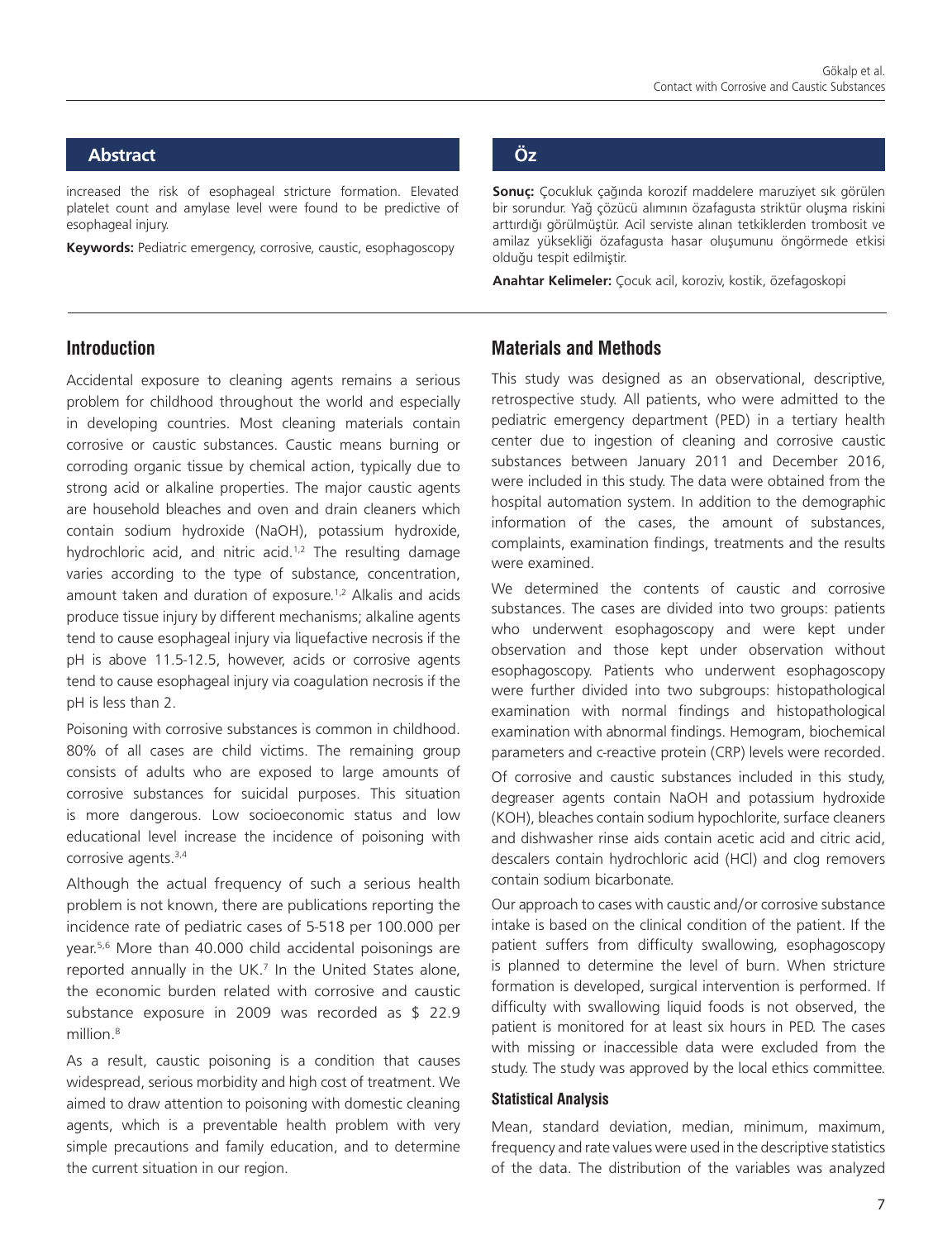## Abstract

increased the risk of esophageal stricture formation. Elevated platelet count and amylase level were found to be predictive of esophageal injury.

**Keywords:** Pediatric emergency, corrosive, caustic, esophagoscopy

## Öz

**Sonuç:** Çocukluk çağında korozif maddelere maruziyet sık görülen bir sorundur. Yağ çözücü alımının özafagusta striktür oluşma riskini arttırdığı görülmüştür. Acil serviste alınan tetkiklerden trombosit ve amilaz yüksekliği özafagusta hasar oluşumunu öngörmede etkisi olduğu tespit edilmiştir.

**Anahtar Kelimeler:** Çocuk acil, koroziv, kostik, özefagoskopi

## Introduction

Accidental exposure to cleaning agents remains a serious problem for childhood throughout the world and especially in developing countries. Most cleaning materials contain corrosive or caustic substances. Caustic means burning or corroding organic tissue by chemical action, typically due to strong acid or alkaline properties. The major caustic agents are household bleaches and oven and drain cleaners which contain sodium hydroxide (NaOH), potassium hydroxide, hydrochloric acid, and nitric acid.[1,2] The resulting damage varies according to the type of substance, concentration, amount taken and duration of exposure.[1,2] Alkalis and acids produce tissue injury by different mechanisms; alkaline agents tend to cause esophageal injury via liquefactive necrosis if the pH is above 11.5-12.5, however, acids or corrosive agents tend to cause esophageal injury via coagulation necrosis if the pH is less than 2.

Poisoning with corrosive substances is common in childhood. 80% of all cases are child victims. The remaining group consists of adults who are exposed to large amounts of corrosive substances for suicidal purposes. This situation is more dangerous. Low socioeconomic status and low educational level increase the incidence of poisoning with corrosive agents.[3,4]

Although the actual frequency of such a serious health problem is not known, there are publications reporting the incidence rate of pediatric cases of 5-518 per 100.000 per year.[5,6] More than 40.000 child accidental poisonings are reported annually in the UK.[7] In the United States alone, the economic burden related with corrosive and caustic substance exposure in 2009 was recorded as $ 22.9 million.[8]

As a result, caustic poisoning is a condition that causes widespread, serious morbidity and high cost of treatment. We aimed to draw attention to poisoning with domestic cleaning agents, which is a preventable health problem with very simple precautions and family education, and to determine the current situation in our region.

## Materials and Methods

This study was designed as an observational, descriptive, retrospective study. All patients, who were admitted to the pediatric emergency department (PED) in a tertiary health center due to ingestion of cleaning and corrosive caustic substances between January 2011 and December 2016, were included in this study. The data were obtained from the hospital automation system. In addition to the demographic information of the cases, the amount of substances, complaints, examination findings, treatments and the results were examined.

We determined the contents of caustic and corrosive substances. The cases are divided into two groups: patients who underwent esophagoscopy and were kept under observation and those kept under observation without esophagoscopy. Patients who underwent esophagoscopy were further divided into two subgroups: histopathological examination with normal findings and histopathological examination with abnormal findings. Hemogram, biochemical parameters and c-reactive protein (CRP) levels were recorded.

Of corrosive and caustic substances included in this study, degreaser agents contain NaOH and potassium hydroxide (KOH), bleaches contain sodium hypochlorite, surface cleaners and dishwasher rinse aids contain acetic acid and citric acid, descalers contain hydrochloric acid (HCl) and clog removers contain sodium bicarbonate.

Our approach to cases with caustic and/or corrosive substance intake is based on the clinical condition of the patient. If the patient suffers from difficulty swallowing, esophagoscopy is planned to determine the level of burn. When stricture formation is developed, surgical intervention is performed. If difficulty with swallowing liquid foods is not observed, the patient is monitored for at least six hours in PED. The cases with missing or inaccessible data were excluded from the study. The study was approved by the local ethics committee.

### Statistical Analysis

Mean, standard deviation, median, minimum, maximum, frequency and rate values were used in the descriptive statistics of the data. The distribution of the variables was analyzed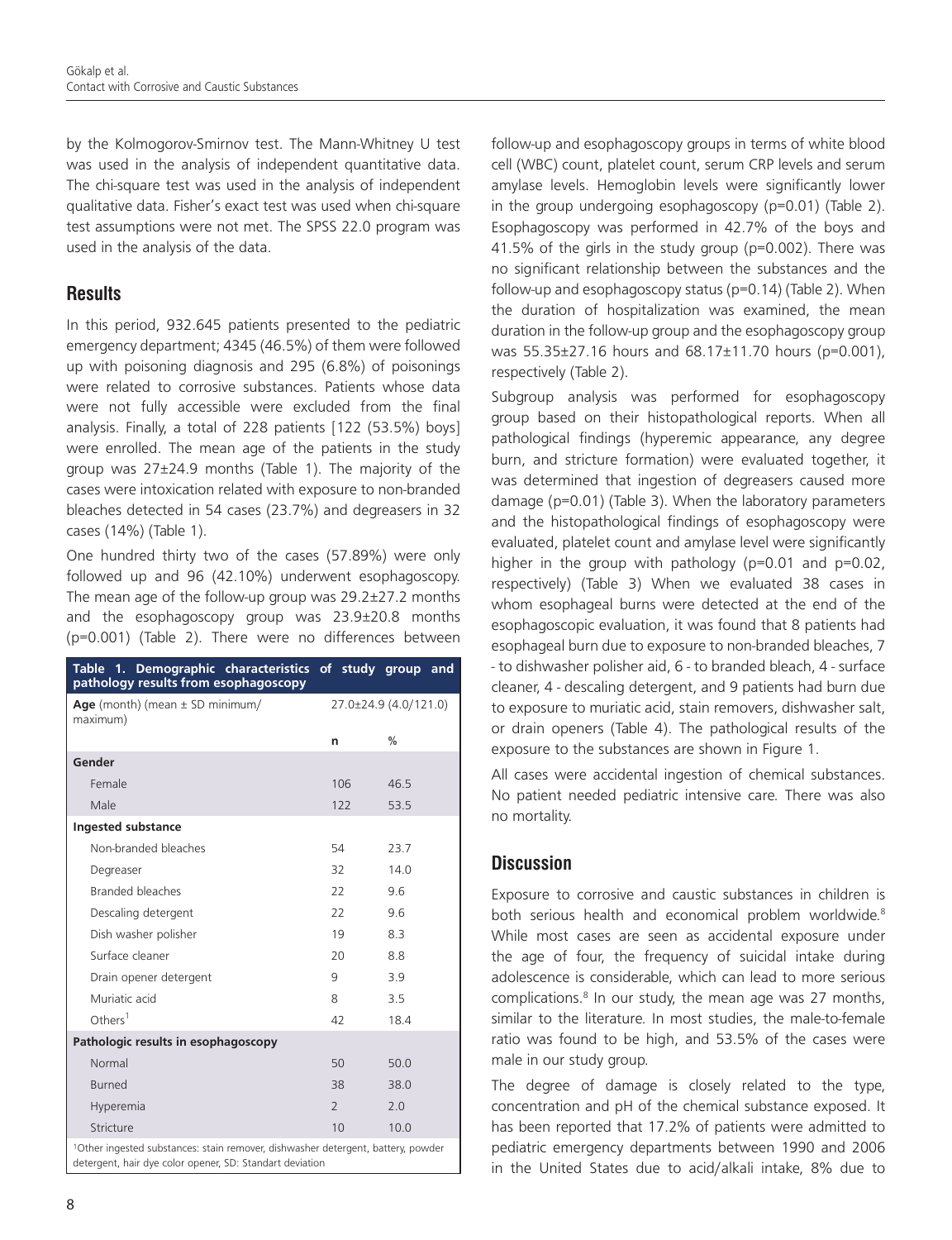by the Kolmogorov-Smirnov test. The Mann-Whitney U test was used in the analysis of independent quantitative data. The chi-square test was used in the analysis of independent qualitative data. Fisher's exact test was used when chi-square test assumptions were not met. The SPSS 22.0 program was used in the analysis of the data.

## Results

In this period, 932.645 patients presented to the pediatric emergency department; 4345 (46.5%) of them were followed up with poisoning diagnosis and 295 (6.8%) of poisonings were related to corrosive substances. Patients whose data were not fully accessible were excluded from the final analysis. Finally, a total of 228 patients [122 (53.5%) boys] were enrolled. The mean age of the patients in the study group was 27±24.9 months (Table 1). The majority of the cases were intoxication related with exposure to non-branded bleaches detected in 54 cases (23.7%) and degreasers in 32 cases (14%) (Table 1).

One hundred thirty two of the cases (57.89%) were only followed up and 96 (42.10%) underwent esophagoscopy. The mean age of the follow-up group was 29.2±27.2 months and the esophagoscopy group was 23.9±20.8 months (p=0.001) (Table 2). There were no differences between follow-up and esophagoscopy groups in terms of white blood cell (WBC) count, platelet count, serum CRP levels and serum amylase levels. Hemoglobin levels were significantly lower in the group undergoing esophagoscopy (p=0.01) (Table 2). Esophagoscopy was performed in 42.7% of the boys and 41.5% of the girls in the study group (p=0.002). There was no significant relationship between the substances and the follow-up and esophagoscopy status (p=0.14) (Table 2). When the duration of hospitalization was examined, the mean duration in the follow-up group and the esophagoscopy group was 55.35±27.16 hours and 68.17±11.70 hours (p=0.001), respectively (Table 2).

Subgroup analysis was performed for esophagoscopy group based on their histopathological reports. When all pathological findings (hyperemic appearance, any degree burn, and stricture formation) were evaluated together, it was determined that ingestion of degreasers caused more damage (p=0.01) (Table 3). When the laboratory parameters and the histopathological findings of esophagoscopy were evaluated, platelet count and amylase level were significantly higher in the group with pathology (p=0.01 and p=0.02, respectively) (Table 3) When we evaluated 38 cases in whom esophageal burns were detected at the end of the esophagoscopic evaluation, it was found that 8 patients had esophageal burn due to exposure to non-branded bleaches, 7 - to dishwasher polisher aid, 6 - to branded bleach, 4 - surface cleaner, 4 - descaling detergent, and 9 patients had burn due to exposure to muriatic acid, stain removers, dishwasher salt, or drain openers (Table 4). The pathological results of the exposure to the substances are shown in Figure 1.

All cases were accidental ingestion of chemical substances. No patient needed pediatric intensive care. There was also no mortality.

**Table 1. Demographic characteristics of study group and pathology results from esophagoscopy**

| | | |
|---|---|---|
| **Age** (month) (mean ± SD minimum/ maximum) | 27.0±24.9 (4.0/121.0) | |
| | **n** | **%** |
| **Gender** | | |
| Female | 106 | 46.5 |
| Male | 122 | 53.5 |
| **Ingested substance** | | |
| Non-branded bleaches | 54 | 23.7 |
| Degreaser | 32 | 14.0 |
| Branded bleaches | 22 | 9.6 |
| Descaling detergent | 22 | 9.6 |
| Dish washer polisher | 19 | 8.3 |
| Surface cleaner | 20 | 8.8 |
| Drain opener detergent | 9 | 3.9 |
| Muriatic acid | 8 | 3.5 |
| Others[1] | 42 | 18.4 |
| **Pathologic results in esophagoscopy** | | |
| Normal | 50 | 50.0 |
| Burned | 38 | 38.0 |
| Hyperemia | 2 | 2.0 |
| Stricture | 10 | 10.0 |

[1]Other ingested substances: stain remover, dishwasher detergent, battery, powder detergent, hair dye color opener, SD: Standart deviation

## Discussion

Exposure to corrosive and caustic substances in children is both serious health and economical problem worldwide.[8] While most cases are seen as accidental exposure under the age of four, the frequency of suicidal intake during adolescence is considerable, which can lead to more serious complications.[8] In our study, the mean age was 27 months, similar to the literature. In most studies, the male-to-female ratio was found to be high, and 53.5% of the cases were male in our study group.

The degree of damage is closely related to the type, concentration and pH of the chemical substance exposed. It has been reported that 17.2% of patients were admitted to pediatric emergency departments between 1990 and 2006 in the United States due to acid/alkali intake, 8% due to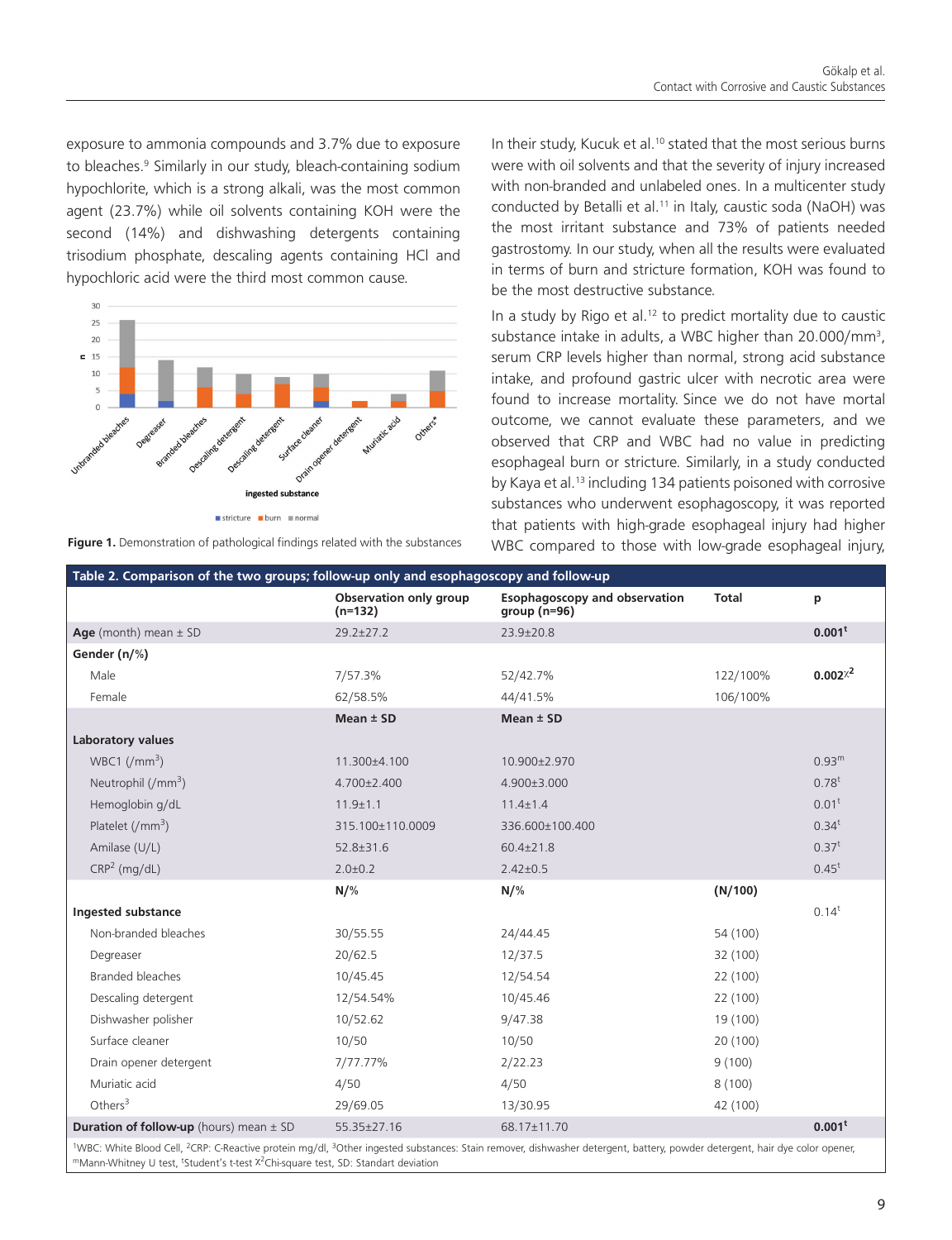exposure to ammonia compounds and 3.7% due to exposure to bleaches.[9] Similarly in our study, bleach-containing sodium hypochlorite, which is a strong alkali, was the most common agent (23.7%) while oil solvents containing KOH were the second (14%) and dishwashing detergents containing trisodium phosphate, descaling agents containing HCl and hypochloric acid were the third most common cause.

**Figure 1.** Demonstration of pathological findings related with the substances

In their study, Kucuk et al.[10] stated that the most serious burns were with oil solvents and that the severity of injury increased with non-branded and unlabeled ones. In a multicenter study conducted by Betalli et al.[11] in Italy, caustic soda (NaOH) was the most irritant substance and 73% of patients needed gastrostomy. In our study, when all the results were evaluated in terms of burn and stricture formation, KOH was found to be the most destructive substance.

In a study by Rigo et al.[12] to predict mortality due to caustic substance intake in adults, a WBC higher than 20.000/mm$^3$, serum CRP levels higher than normal, strong acid substance intake, and profound gastric ulcer with necrotic area were found to increase mortality. Since we do not have mortal outcome, we cannot evaluate these parameters, and we observed that CRP and WBC had no value in predicting esophageal burn or stricture. Similarly, in a study conducted by Kaya et al.[13] including 134 patients poisoned with corrosive substances who underwent esophagoscopy, it was reported that patients with high-grade esophageal injury had higher WBC compared to those with low-grade esophageal injury,

**Table 2. Comparison of the two groups; follow-up only and esophagoscopy and follow-up**

| | Observation only group (n=132) | Esophagoscopy and observation group (n=96) | Total | p |
|---|---|---|---|---|
| **Age** (month) mean ± SD | 29.2±27.2 | 23.9±20.8 | | **0.001**[t] |
| **Gender (n/%)** | | | | |
| Male | 7/57.3% | 52/42.7% | 122/100% | **0.002**$^{\chi^2}$ |
| Female | 62/58.5% | 44/41.5% | 106/100% | |
| | **Mean ± SD** | **Mean ± SD** | | |
| **Laboratory values** | | | | |
| WBC1 (/mm$^3$) | 11.300±4.100 | 10.900±2.970 | | 0.93[m] |
| Neutrophil (/mm$^3$) | 4.700±2.400 | 4.900±3.000 | | 0.78[t] |
| Hemoglobin g/dL | 11.9±1.1 | 11.4±1.4 | | 0.01[t] |
| Platelet (/mm$^3$) | 315.100±110.0009 | 336.600±100.400 | | 0.34[t] |
| Amilase (U/L) | 52.8±31.6 | 60.4±21.8 | | 0.37[t] |
| CRP[2] (mg/dL) | 2.0±0.2 | 2.42±0.5 | | 0.45[t] |
| | **N/%** | **N/%** | **(N/100)** | |
| **Ingested substance** | | | | 0.14[t] |
| Non-branded bleaches | 30/55.55 | 24/44.45 | 54 (100) | |
| Degreaser | 20/62.5 | 12/37.5 | 32 (100) | |
| Branded bleaches | 10/45.45 | 12/54.54 | 22 (100) | |
| Descaling detergent | 12/54.54% | 10/45.46 | 22 (100) | |
| Dishwasher polisher | 10/52.62 | 9/47.38 | 19 (100) | |
| Surface cleaner | 10/50 | 10/50 | 20 (100) | |
| Drain opener detergent | 7/77.77% | 2/22.23 | 9 (100) | |
| Muriatic acid | 4/50 | 4/50 | 8 (100) | |
| Others[3] | 29/69.05 | 13/30.95 | 42 (100) | |
| **Duration of follow-up** (hours) mean ± SD | 55.35±27.16 | 68.17±11.70 | | **0.001**[t] |

[1]WBC: White Blood Cell, [2]CRP: C-Reactive protein mg/dl, [3]Other ingested substances: Stain remover, dishwasher detergent, battery, powder detergent, hair dye color opener, [m]Mann-Whitney U test, [t]Student's t-test $\chi^2$Chi-square test, SD: Standart deviation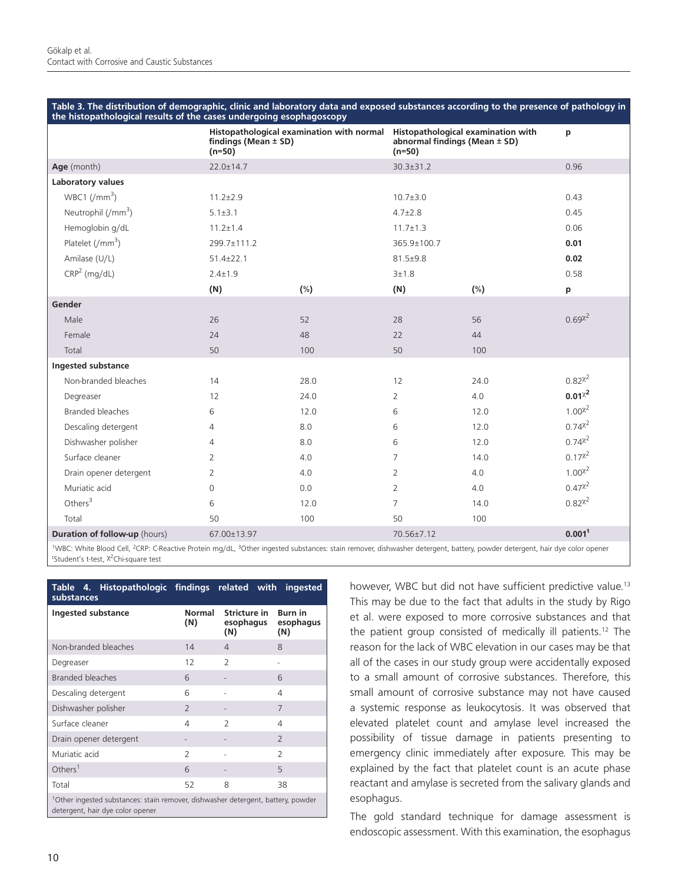**Table 3. The distribution of demographic, clinic and laboratory data and exposed substances according to the presence of pathology in the histopathological results of the cases undergoing esophagoscopy**

| | Histopathological examination with normal findings (Mean ± SD) (n=50) | | Histopathological examination with abnormal findings (Mean ± SD) (n=50) | | p |
|---|---|---|---|---|---|
| **Age** (month) | 22.0±14.7 | | 30.3±31.2 | | 0.96 |
| **Laboratory values** | | | | | |
| WBC1 (/mm$^3$) | 11.2±2.9 | | 10.7±3.0 | | 0.43 |
| Neutrophil (/mm$^3$) | 5.1±3.1 | | 4.7±2.8 | | 0.45 |
| Hemoglobin g/dL | 11.2±1.4 | | 11.7±1.3 | | 0.06 |
| Platelet (/mm$^3$) | 299.7±111.2 | | 365.9±100.7 | | **0.01** |
| Amilase (U/L) | 51.4±22.1 | | 81.5±9.8 | | **0.02** |
| CRP[2] (mg/dL) | 2.4±1.9 | | 3±1.8 | | 0.58 |
| | **(N)** | **(%)** | **(N)** | **(%)** | **p** |
| **Gender** | | | | | |
| Male | 26 | 52 | 28 | 56 | 0.69$^{\chi^2}$ |
| Female | 24 | 48 | 22 | 44 | |
| Total | 50 | 100 | 50 | 100 | |
| **Ingested substance** | | | | | |
| Non-branded bleaches | 14 | 28.0 | 12 | 24.0 | 0.82$^{\chi^2}$ |
| Degreaser | 12 | 24.0 | 2 | 4.0 | **0.01**$^{\chi^2}$ |
| Branded bleaches | 6 | 12.0 | 6 | 12.0 | 1.00$^{\chi^2}$ |
| Descaling detergent | 4 | 8.0 | 6 | 12.0 | 0.74$^{\chi^2}$ |
| Dishwasher polisher | 4 | 8.0 | 6 | 12.0 | 0.74$^{\chi^2}$ |
| Surface cleaner | 2 | 4.0 | 7 | 14.0 | 0.17$^{\chi^2}$ |
| Drain opener detergent | 2 | 4.0 | 2 | 4.0 | 1.00$^{\chi^2}$ |
| Muriatic acid | 0 | 0.0 | 2 | 4.0 | 0.47$^{\chi^2}$ |
| Others[3] | 6 | 12.0 | 7 | 14.0 | 0.82$^{\chi^2}$ |
| Total | 50 | 100 | 50 | 100 | |
| **Duration of follow-up** (hours) | 67.00±13.97 | | 70.56±7.12 | | **0.001**$^{t}$ |

[1]WBC: White Blood Cell, [2]CRP: C-Reactive Protein mg/dL, [3]Other ingested substances: stain remover, dishwasher detergent, battery, powder detergent, hair dye color opener
$^{t}$Student's t-test, $\chi^2$Chi-square test

**Table 4. Histopathologic findings related with ingested substances**

| Ingested substance | Normal (N) | Stricture in esophagus (N) | Burn in esophagus (N) |
|---|---|---|---|
| Non-branded bleaches | 14 | 4 | 8 |
| Degreaser | 12 | 2 | - |
| Branded bleaches | 6 | - | 6 |
| Descaling detergent | 6 | - | 4 |
| Dishwasher polisher | 2 | - | 7 |
| Surface cleaner | 4 | 2 | 4 |
| Drain opener detergent | - | - | 2 |
| Muriatic acid | 2 | - | 2 |
| Others[1] | 6 | - | 5 |
| Total | 52 | 8 | 38 |

[1]Other ingested substances: stain remover, dishwasher detergent, battery, powder detergent, hair dye color opener

however, WBC but did not have sufficient predictive value.[13] This may be due to the fact that adults in the study by Rigo et al. were exposed to more corrosive substances and that the patient group consisted of medically ill patients.[12] The reason for the lack of WBC elevation in our cases may be that all of the cases in our study group were accidentally exposed to a small amount of corrosive substances. Therefore, this small amount of corrosive substance may not have caused a systemic response as leukocytosis. It was observed that elevated platelet count and amylase level increased the possibility of tissue damage in patients presenting to emergency clinic immediately after exposure. This may be explained by the fact that platelet count is an acute phase reactant and amylase is secreted from the salivary glands and esophagus.

The gold standard technique for damage assessment is endoscopic assessment. With this examination, the esophagus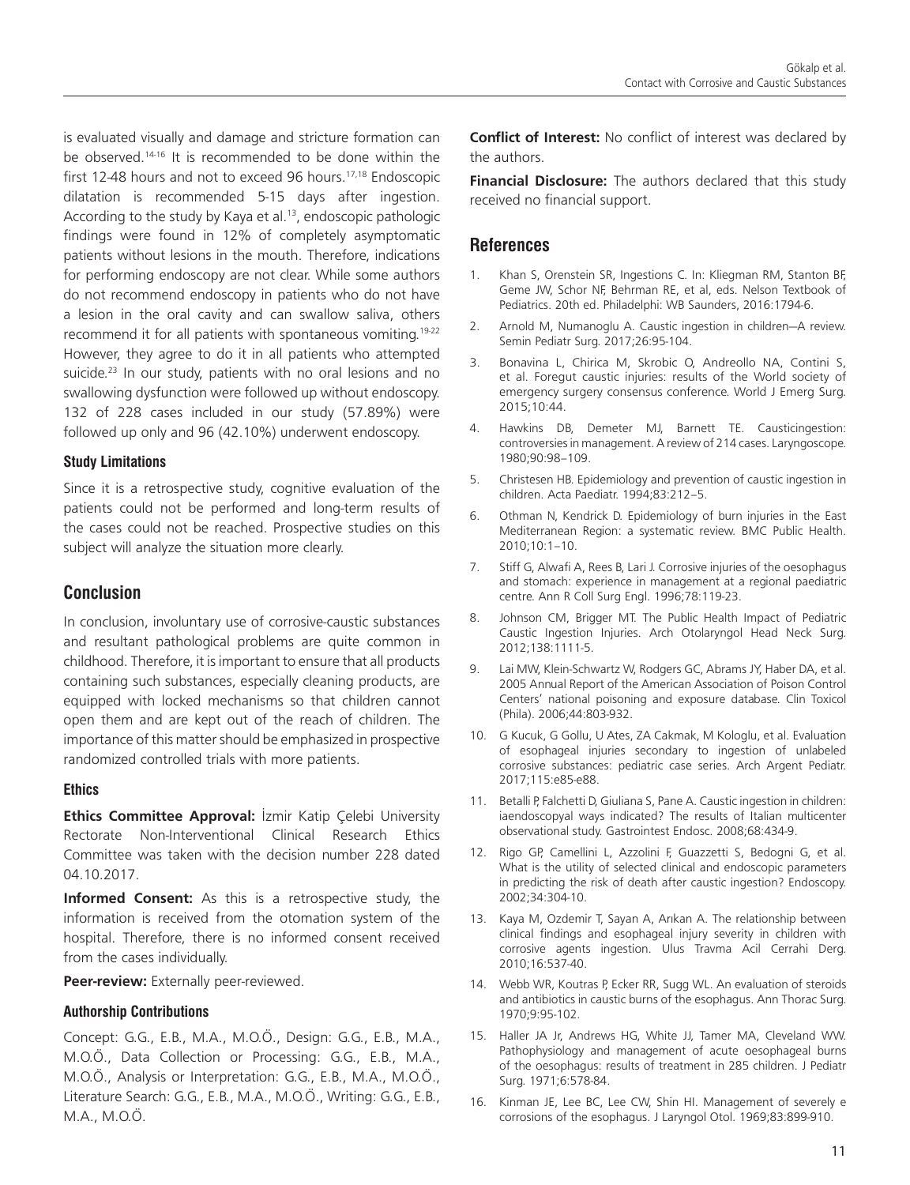is evaluated visually and damage and stricture formation can be observed.[14-16] It is recommended to be done within the first 12-48 hours and not to exceed 96 hours.[17,18] Endoscopic dilatation is recommended 5-15 days after ingestion. According to the study by Kaya et al.[13], endoscopic pathologic findings were found in 12% of completely asymptomatic patients without lesions in the mouth. Therefore, indications for performing endoscopy are not clear. While some authors do not recommend endoscopy in patients who do not have a lesion in the oral cavity and can swallow saliva, others recommend it for all patients with spontaneous vomiting.[19-22] However, they agree to do it in all patients who attempted suicide.[23] In our study, patients with no oral lesions and no swallowing dysfunction were followed up without endoscopy. 132 of 228 cases included in our study (57.89%) were followed up only and 96 (42.10%) underwent endoscopy.

### Study Limitations

Since it is a retrospective study, cognitive evaluation of the patients could not be performed and long-term results of the cases could not be reached. Prospective studies on this subject will analyze the situation more clearly.

## Conclusion

In conclusion, involuntary use of corrosive-caustic substances and resultant pathological problems are quite common in childhood. Therefore, it is important to ensure that all products containing such substances, especially cleaning products, are equipped with locked mechanisms so that children cannot open them and are kept out of the reach of children. The importance of this matter should be emphasized in prospective randomized controlled trials with more patients.

### Ethics

**Ethics Committee Approval:** İzmir Katip Çelebi University Rectorate Non-Interventional Clinical Research Ethics Committee was taken with the decision number 228 dated 04.10.2017.

**Informed Consent:** As this is a retrospective study, the information is received from the otomation system of the hospital. Therefore, there is no informed consent received from the cases individually.

**Peer-review:** Externally peer-reviewed.

### Authorship Contributions

Concept: G.G., E.B., M.A., M.O.Ö., Design: G.G., E.B., M.A., M.O.Ö., Data Collection or Processing: G.G., E.B., M.A., M.O.Ö., Analysis or Interpretation: G.G., E.B., M.A., M.O.Ö., Literature Search: G.G., E.B., M.A., M.O.Ö., Writing: G.G., E.B., M.A., M.O.Ö.

**Conflict of Interest:** No conflict of interest was declared by the authors.

**Financial Disclosure:** The authors declared that this study received no financial support.

## References

1. Khan S, Orenstein SR, Ingestions C. In: Kliegman RM, Stanton BF, Geme JW, Schor NF, Behrman RE, et al, eds. Nelson Textbook of Pediatrics. 20th ed. Philadelphi: WB Saunders, 2016:1794-6.
2. Arnold M, Numanoglu A. Caustic ingestion in children–A review. Semin Pediatr Surg. 2017;26:95-104.
3. Bonavina L, Chirica M, Skrobic O, Andreollo NA, Contini S, et al. Foregut caustic injuries: results of the World society of emergency surgery consensus conference. World J Emerg Surg. 2015;10:44.
4. Hawkins DB, Demeter MJ, Barnett TE. Causticingestion: controversies in management. A review of 214 cases. Laryngoscope. 1980;90:98–109.
5. Christesen HB. Epidemiology and prevention of caustic ingestion in children. Acta Paediatr. 1994;83:212–5.
6. Othman N, Kendrick D. Epidemiology of burn injuries in the East Mediterranean Region: a systematic review. BMC Public Health. 2010;10:1–10.
7. Stiff G, Alwafi A, Rees B, Lari J. Corrosive injuries of the oesophagus and stomach: experience in management at a regional paediatric centre. Ann R Coll Surg Engl. 1996;78:119-23.
8. Johnson CM, Brigger MT. The Public Health Impact of Pediatric Caustic Ingestion Injuries. Arch Otolaryngol Head Neck Surg. 2012;138:1111-5.
9. Lai MW, Klein-Schwartz W, Rodgers GC, Abrams JY, Haber DA, et al. 2005 Annual Report of the American Association of Poison Control Centers' national poisoning and exposure database. Clin Toxicol (Phila). 2006;44:803-932.
10. G Kucuk, G Gollu, U Ates, ZA Cakmak, M Kologlu, et al. Evaluation of esophageal injuries secondary to ingestion of unlabeled corrosive substances: pediatric case series. Arch Argent Pediatr. 2017;115:e85-e88.
11. Betalli P, Falchetti D, Giuliana S, Pane A. Caustic ingestion in children: iaendoscopyal ways indicated? The results of Italian multicenter observational study. Gastrointest Endosc. 2008;68:434-9.
12. Rigo GP, Camellini L, Azzolini F, Guazzetti S, Bedogni G, et al. What is the utility of selected clinical and endoscopic parameters in predicting the risk of death after caustic ingestion? Endoscopy. 2002;34:304-10.
13. Kaya M, Ozdemir T, Sayan A, Arıkan A. The relationship between clinical findings and esophageal injury severity in children with corrosive agents ingestion. Ulus Travma Acil Cerrahi Derg. 2010;16:537-40.
14. Webb WR, Koutras P, Ecker RR, Sugg WL. An evaluation of steroids and antibiotics in caustic burns of the esophagus. Ann Thorac Surg. 1970;9:95-102.
15. Haller JA Jr, Andrews HG, White JJ, Tamer MA, Cleveland WW. Pathophysiology and management of acute oesophageal burns of the oesophagus: results of treatment in 285 children. J Pediatr Surg. 1971;6:578-84.
16. Kinman JE, Lee BC, Lee CW, Shin HI. Management of severely e corrosions of the esophagus. J Laryngol Otol. 1969;83:899-910.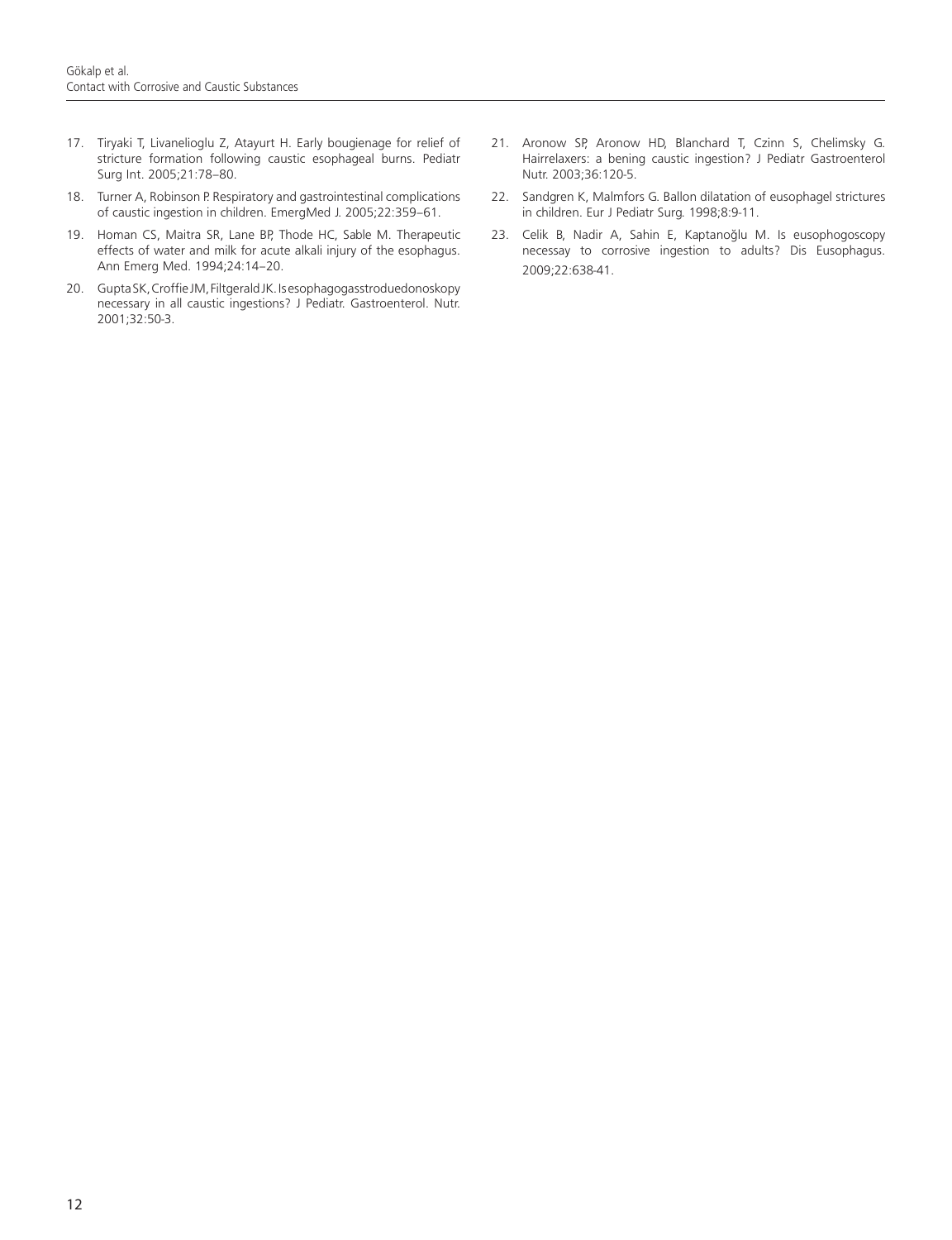17. Tiryaki T, Livanelioglu Z, Atayurt H. Early bougienage for relief of stricture formation following caustic esophageal burns. Pediatr Surg Int. 2005;21:78–80.

18. Turner A, Robinson P. Respiratory and gastrointestinal complications of caustic ingestion in children. EmergMed J. 2005;22:359–61.

19. Homan CS, Maitra SR, Lane BP, Thode HC, Sable M. Therapeutic effects of water and milk for acute alkali injury of the esophagus. Ann Emerg Med. 1994;24:14–20.

20. Gupta SK, Croffie JM, Filtgerald JK. Is esophagogasstroduedonoskopy necessary in all caustic ingestions? J Pediatr. Gastroenterol. Nutr. 2001;32:50-3.

21. Aronow SP, Aronow HD, Blanchard T, Czinn S, Chelimsky G. Hairrelaxers: a bening caustic ingestion? J Pediatr Gastroenterol Nutr. 2003;36:120-5.

22. Sandgren K, Malmfors G. Ballon dilatation of eusophagel strictures in children. Eur J Pediatr Surg. 1998;8:9-11.

23. Celik B, Nadir A, Sahin E, Kaptanoğlu M. Is eusophogoscopy necessay to corrosive ingestion to adults? Dis Eusophagus. 2009;22:638-41.